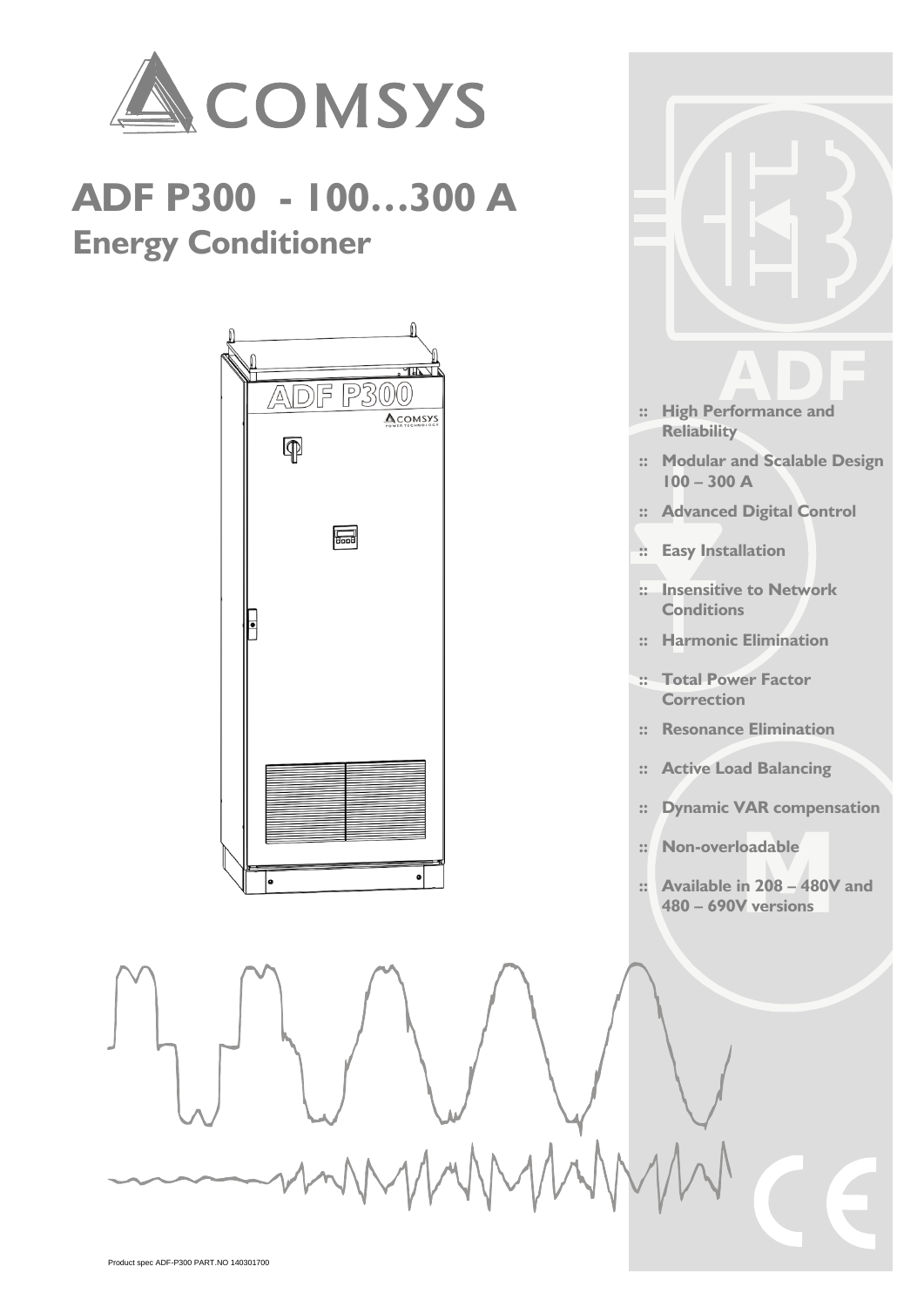COMSYS

# ADF P300 - 100…300 A
## Energy Conditioner

:: **High Performance and Reliability**

:: **Modular and Scalable Design 100 – 300 A**

:: **Advanced Digital Control**

:: **Easy Installation**

:: **Insensitive to Network Conditions**

:: **Harmonic Elimination**

:: **Total Power Factor Correction**

:: **Resonance Elimination**

:: **Active Load Balancing**

:: **Dynamic VAR compensation**

:: **Non-overloadable**

:: **Available in 208 – 480V and 480 – 690V versions**

Product spec ADF-P300 PART.NO 140301700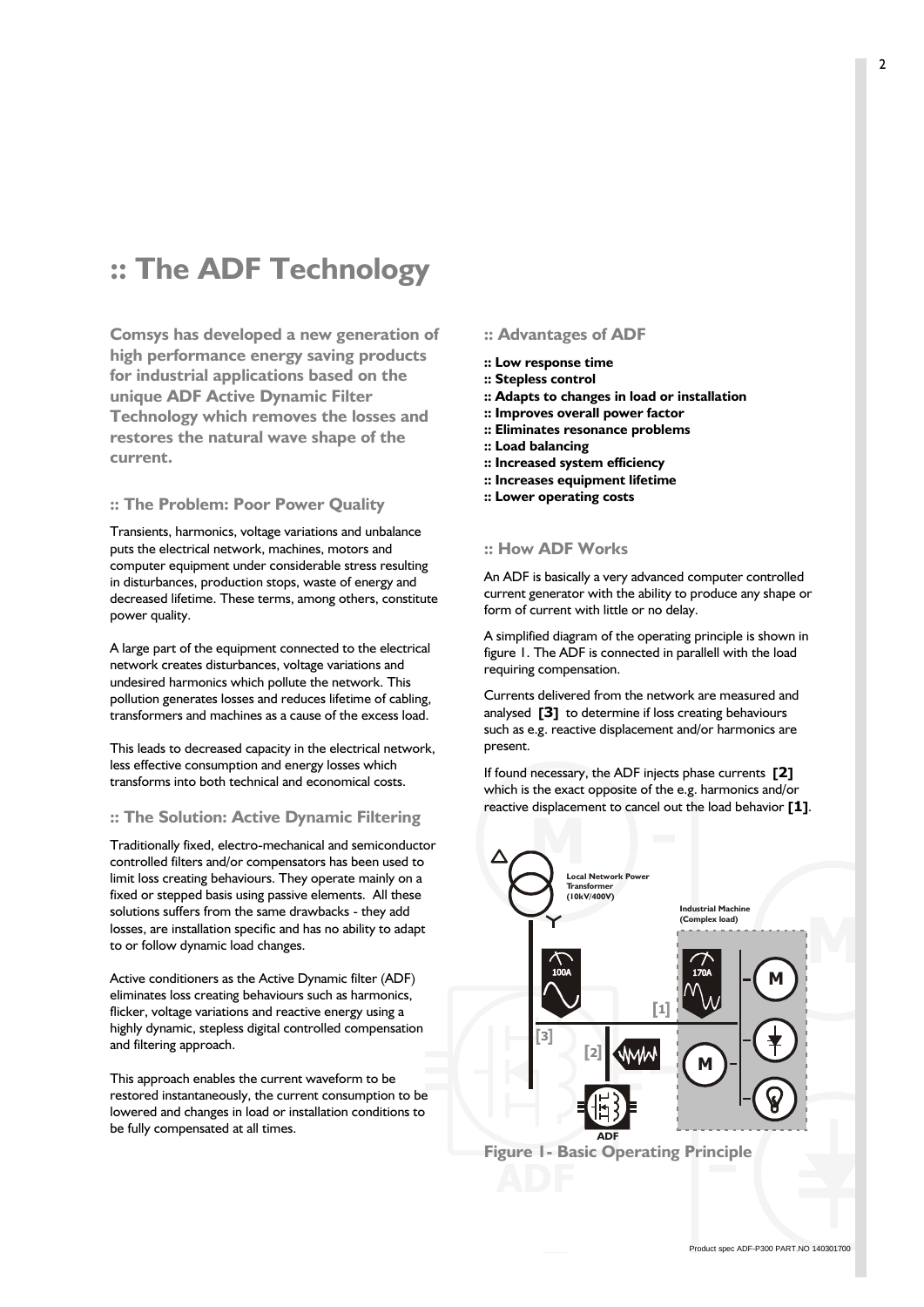# :: The ADF Technology

**Comsys has developed a new generation of high performance energy saving products for industrial applications based on the unique ADF Active Dynamic Filter Technology which removes the losses and restores the natural wave shape of the current.**

## :: The Problem: Poor Power Quality

Transients, harmonics, voltage variations and unbalance puts the electrical network, machines, motors and computer equipment under considerable stress resulting in disturbances, production stops, waste of energy and decreased lifetime. These terms, among others, constitute power quality.

A large part of the equipment connected to the electrical network creates disturbances, voltage variations and undesired harmonics which pollute the network. This pollution generates losses and reduces lifetime of cabling, transformers and machines as a cause of the excess load.

This leads to decreased capacity in the electrical network, less effective consumption and energy losses which transforms into both technical and economical costs.

## :: The Solution: Active Dynamic Filtering

Traditionally fixed, electro-mechanical and semiconductor controlled filters and/or compensators has been used to limit loss creating behaviours. They operate mainly on a fixed or stepped basis using passive elements. All these solutions suffers from the same drawbacks - they add losses, are installation specific and has no ability to adapt to or follow dynamic load changes.

Active conditioners as the Active Dynamic filter (ADF) eliminates loss creating behaviours such as harmonics, flicker, voltage variations and reactive energy using a highly dynamic, stepless digital controlled compensation and filtering approach.

This approach enables the current waveform to be restored instantaneously, the current consumption to be lowered and changes in load or installation conditions to be fully compensated at all times.

## :: Advantages of ADF

- **:: Low response time**
- **:: Stepless control**
- **:: Adapts to changes in load or installation**
- **:: Improves overall power factor**
- **:: Eliminates resonance problems**
- **:: Load balancing**
- **:: Increased system efficiency**
- **:: Increases equipment lifetime**
- **:: Lower operating costs**

## :: How ADF Works

An ADF is basically a very advanced computer controlled current generator with the ability to produce any shape or form of current with little or no delay.

A simplified diagram of the operating principle is shown in figure 1. The ADF is connected in parallell with the load requiring compensation.

Currents delivered from the network are measured and analysed **[3]** to determine if loss creating behaviours such as e.g. reactive displacement and/or harmonics are present.

If found necessary, the ADF injects phase currents **[2]** which is the exact opposite of the e.g. harmonics and/or reactive displacement to cancel out the load behavior **[1]**.

Local Network Power Transformer (10kV/400V)

Industrial Machine (Complex load)

100A

170A

[1]

[2]

[3]

M

M

ADF

**Figure 1- Basic Operating Principle**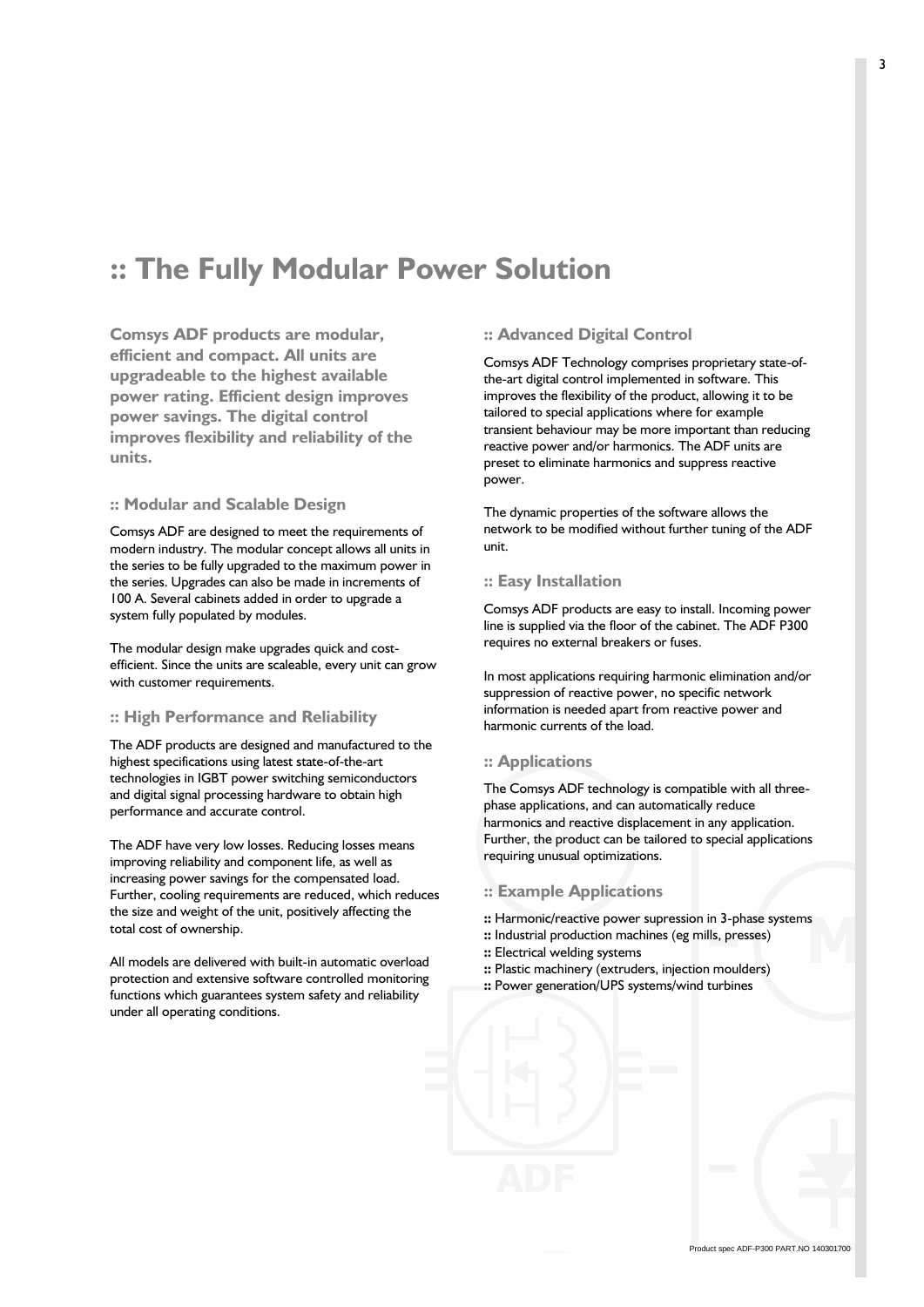# :: The Fully Modular Power Solution

**Comsys ADF products are modular, efficient and compact. All units are upgradeable to the highest available power rating. Efficient design improves power savings. The digital control improves flexibility and reliability of the units.**

## :: Modular and Scalable Design

Comsys ADF are designed to meet the requirements of modern industry. The modular concept allows all units in the series to be fully upgraded to the maximum power in the series. Upgrades can also be made in increments of 100 A. Several cabinets added in order to upgrade a system fully populated by modules.

The modular design make upgrades quick and cost-efficient. Since the units are scaleable, every unit can grow with customer requirements.

## :: High Performance and Reliability

The ADF products are designed and manufactured to the highest specifications using latest state-of-the-art technologies in IGBT power switching semiconductors and digital signal processing hardware to obtain high performance and accurate control.

The ADF have very low losses. Reducing losses means improving reliability and component life, as well as increasing power savings for the compensated load. Further, cooling requirements are reduced, which reduces the size and weight of the unit, positively affecting the total cost of ownership.

All models are delivered with built-in automatic overload protection and extensive software controlled monitoring functions which guarantees system safety and reliability under all operating conditions.

## :: Advanced Digital Control

Comsys ADF Technology comprises proprietary state-of-the-art digital control implemented in software. This improves the flexibility of the product, allowing it to be tailored to special applications where for example transient behaviour may be more important than reducing reactive power and/or harmonics. The ADF units are preset to eliminate harmonics and suppress reactive power.

The dynamic properties of the software allows the network to be modified without further tuning of the ADF unit.

## :: Easy Installation

Comsys ADF products are easy to install. Incoming power line is supplied via the floor of the cabinet. The ADF P300 requires no external breakers or fuses.

In most applications requiring harmonic elimination and/or suppression of reactive power, no specific network information is needed apart from reactive power and harmonic currents of the load.

## :: Applications

The Comsys ADF technology is compatible with all three-phase applications, and can automatically reduce harmonics and reactive displacement in any application. Further, the product can be tailored to special applications requiring unusual optimizations.

## :: Example Applications

- Harmonic/reactive power supression in 3-phase systems
- Industrial production machines (eg mills, presses)
- Electrical welding systems
- Plastic machinery (extruders, injection moulders)
- Power generation/UPS systems/wind turbines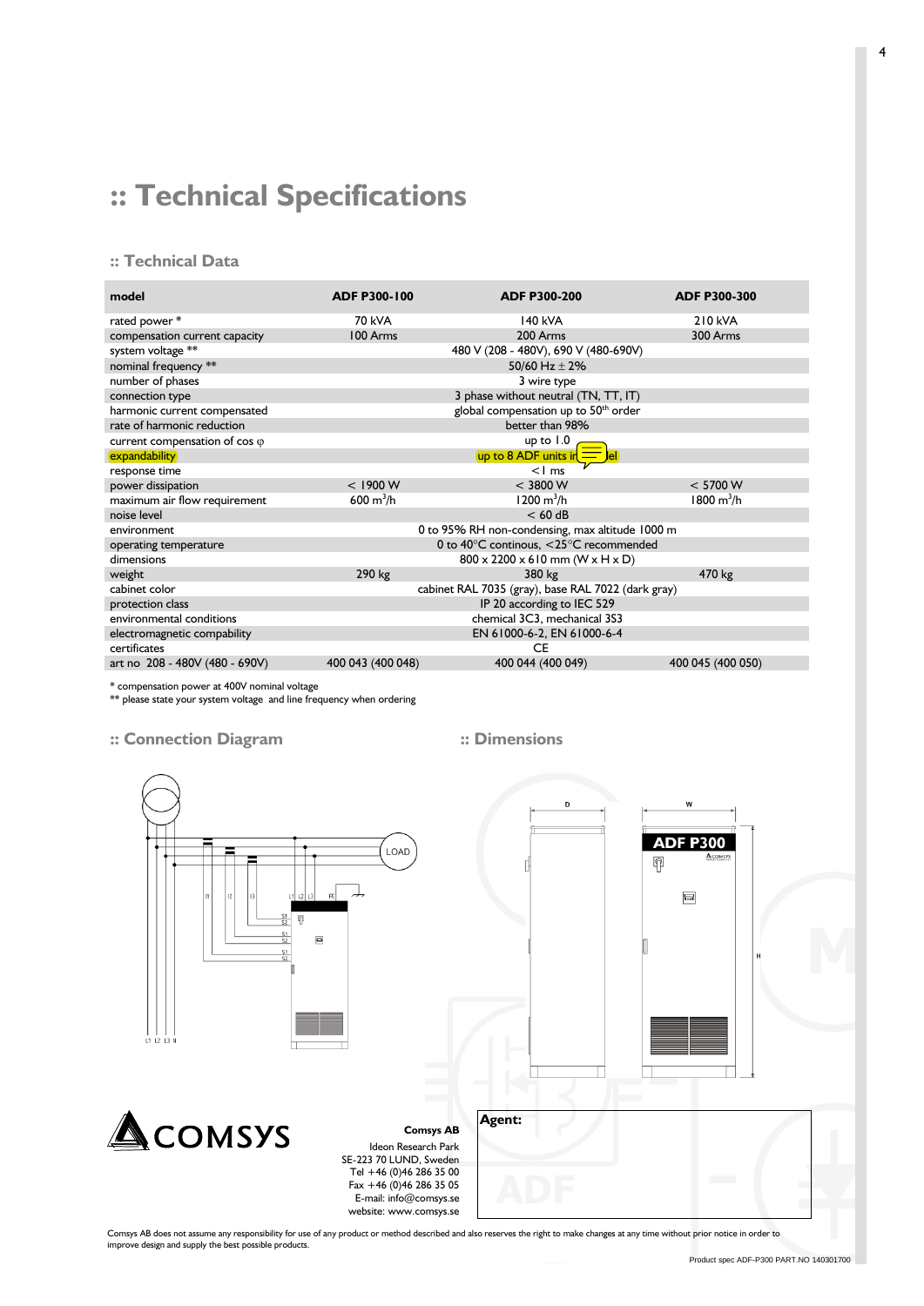# :: Technical Specifications

## :: Technical Data

| model | ADF P300-100 | ADF P300-200 | ADF P300-300 |
|---|---|---|---|
| rated power * | 70 kVA | 140 kVA | 210 kVA |
| compensation current capacity | 100 Arms | 200 Arms | 300 Arms |
| system voltage ** | | 480 V (208 - 480V), 690 V (480-690V) | |
| nominal frequency ** | | 50/60 Hz ± 2% | |
| number of phases | | 3 wire type | |
| connection type | | 3 phase without neutral (TN, TT, IT) | |
| harmonic current compensated | | global compensation up to 50th order | |
| rate of harmonic reduction | | better than 98% | |
| current compensation of cos φ | | up to 1.0 | |
| expandability | | up to 8 ADF units in parallel | |
| response time | | < 1 ms | |
| power dissipation | < 1900 W | < 3800 W | < 5700 W |
| maximum air flow requirement | 600 m$^3$/h | 1200 m$^3$/h | 1800 m$^3$/h |
| noise level | | < 60 dB | |
| environment | | 0 to 95% RH non-condensing, max altitude 1000 m | |
| operating temperature | | 0 to 40°C continous, <25°C recommended | |
| dimensions | | 800 x 2200 x 610 mm (W x H x D) | |
| weight | 290 kg | 380 kg | 470 kg |
| cabinet color | | cabinet RAL 7035 (gray), base RAL 7022 (dark gray) | |
| protection class | | IP 20 according to IEC 529 | |
| environmental conditions | | chemical 3C3, mechanical 3S3 | |
| electromagnetic compability | | EN 61000-6-2, EN 61000-6-4 | |
| certificates | | CE | |
| art no 208 - 480V (480 - 690V) | 400 043 (400 048) | 400 044 (400 049) | 400 045 (400 050) |

\* compensation power at 400V nominal voltage

** please state your system voltage and line frequency when ordering

## :: Connection Diagram

LOAD

L1 L2 L3 PE

I1 I2 I3

S1 S2 S1 S2 S1 S2

L1 L2 L3 N

## :: Dimensions

D

W

ADF P300

COMSYS

H

COMSYS

**Comsys AB**

Ideon Research Park
SE-223 70 LUND, Sweden
Tel +46 (0)46 286 35 00
Fax +46 (0)46 286 35 05
E-mail: info@comsys.se
website: www.comsys.se

**Agent:**

Comsys AB does not assume any responsibility for use of any product or method described and also reserves the right to make changes at any time without prior notice in order to improve design and supply the best possible products.

Product spec ADF-P300 PART.NO 140301700